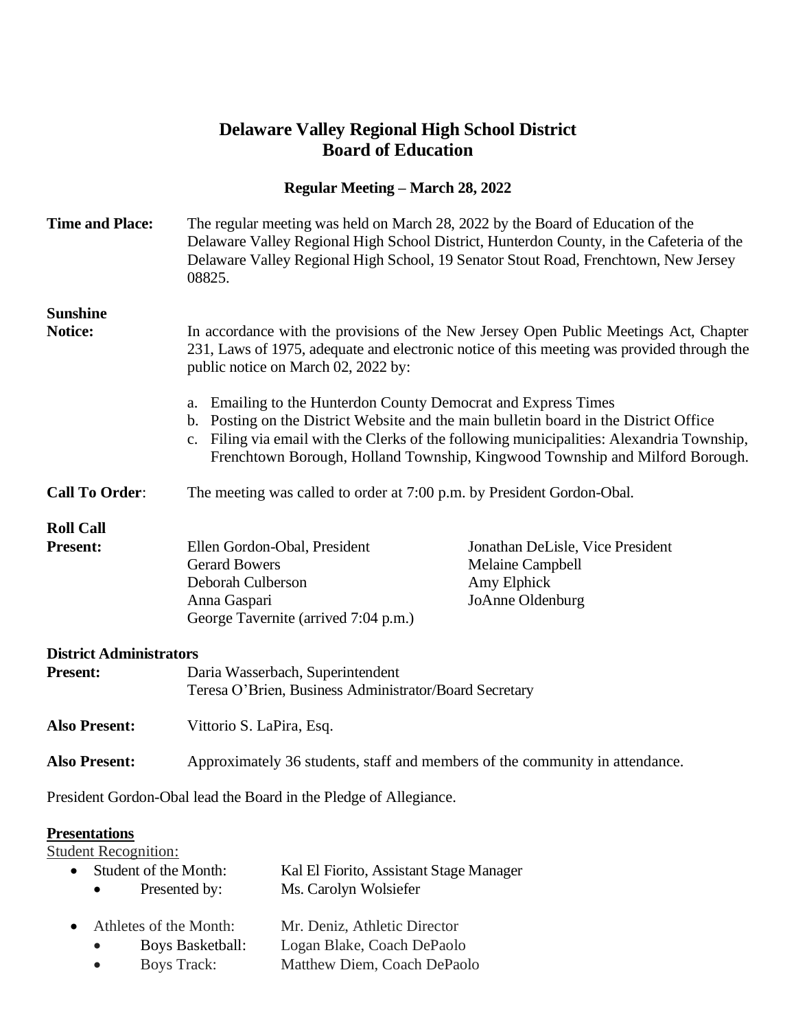# Delaware Valley Regional High School District
# Board of Education

### Regular Meeting – March 28, 2022

**Time and Place:** The regular meeting was held on March 28, 2022 by the Board of Education of the Delaware Valley Regional High School District, Hunterdon County, in the Cafeteria of the Delaware Valley Regional High School, 19 Senator Stout Road, Frenchtown, New Jersey 08825.

**Sunshine Notice:** In accordance with the provisions of the New Jersey Open Public Meetings Act, Chapter 231, Laws of 1975, adequate and electronic notice of this meeting was provided through the public notice on March 02, 2022 by:

a. Emailing to the Hunterdon County Democrat and Express Times
b. Posting on the District Website and the main bulletin board in the District Office
c. Filing via email with the Clerks of the following municipalities: Alexandria Township, Frenchtown Borough, Holland Township, Kingwood Township and Milford Borough.

**Call To Order**: The meeting was called to order at 7:00 p.m. by President Gordon-Obal.

**Roll Call Present:**

Ellen Gordon-Obal, President
Jonathan DeLisle, Vice President
Gerard Bowers
Melaine Campbell
Deborah Culberson
Amy Elphick
Anna Gaspari
JoAnne Oldenburg
George Tavernite (arrived 7:04 p.m.)

**District Administrators Present:**

Daria Wasserbach, Superintendent
Teresa O'Brien, Business Administrator/Board Secretary

**Also Present:** Vittorio S. LaPira, Esq.

**Also Present:** Approximately 36 students, staff and members of the community in attendance.

President Gordon-Obal lead the Board in the Pledge of Allegiance.

**Presentations**

Student Recognition:

- Student of the Month: Kal El Fiorito, Assistant Stage Manager
  - Presented by: Ms. Carolyn Wolsiefer
- Athletes of the Month: Mr. Deniz, Athletic Director
  - Boys Basketball: Logan Blake, Coach DePaolo
  - Boys Track: Matthew Diem, Coach DePaolo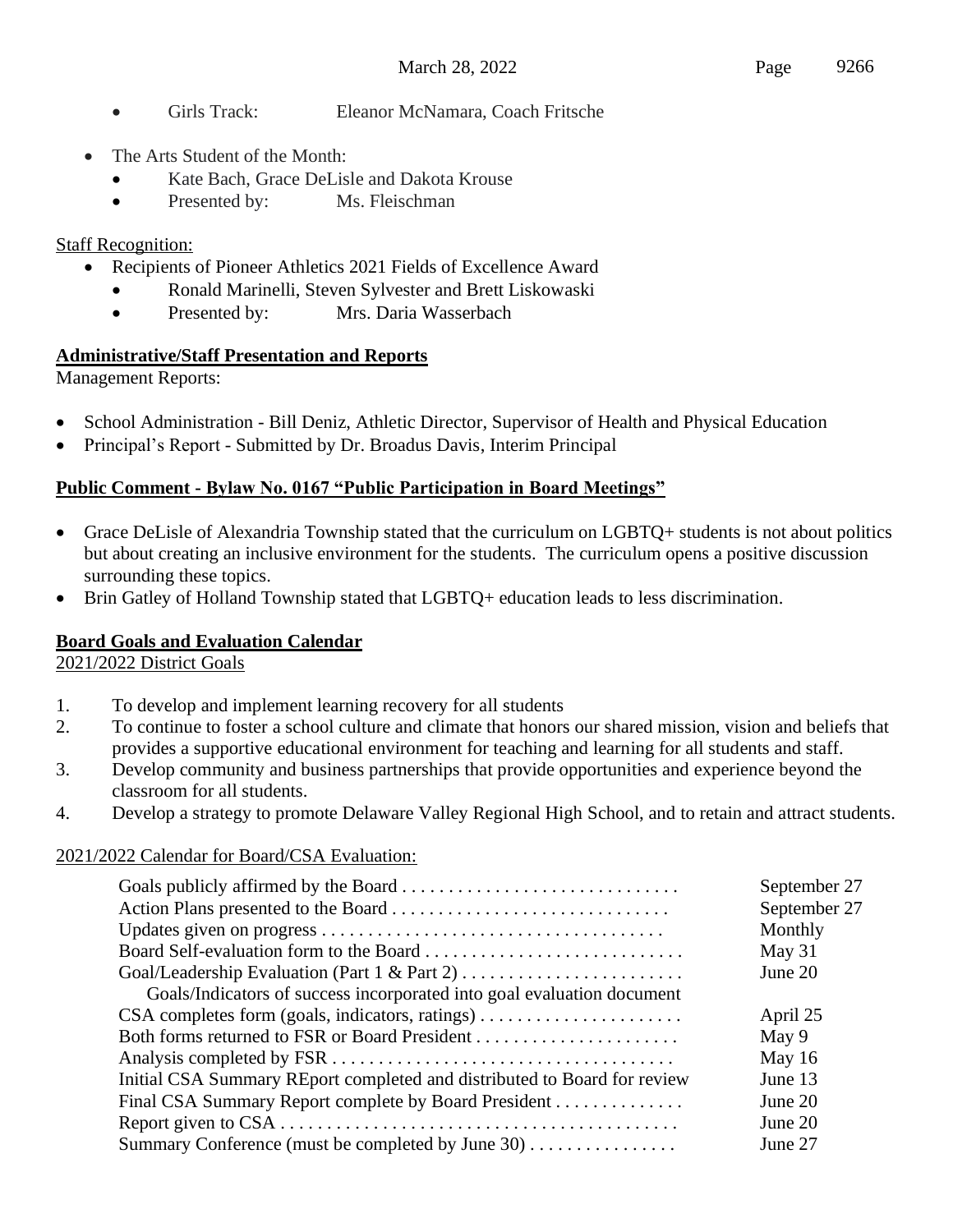- Girls Track: Eleanor McNamara, Coach Fritsche

- The Arts Student of the Month:
  - Kate Bach, Grace DeLisle and Dakota Krouse
  - Presented by: Ms. Fleischman

Staff Recognition:

- Recipients of Pioneer Athletics 2021 Fields of Excellence Award
  - Ronald Marinelli, Steven Sylvester and Brett Liskowaski
  - Presented by: Mrs. Daria Wasserbach

**Administrative/Staff Presentation and Reports**

Management Reports:

- School Administration - Bill Deniz, Athletic Director, Supervisor of Health and Physical Education
- Principal's Report - Submitted by Dr. Broadus Davis, Interim Principal

**Public Comment - Bylaw No. 0167 "Public Participation in Board Meetings"**

- Grace DeLisle of Alexandria Township stated that the curriculum on LGBTQ+ students is not about politics but about creating an inclusive environment for the students. The curriculum opens a positive discussion surrounding these topics.
- Brin Gatley of Holland Township stated that LGBTQ+ education leads to less discrimination.

**Board Goals and Evaluation Calendar**

2021/2022 District Goals

1. To develop and implement learning recovery for all students
2. To continue to foster a school culture and climate that honors our shared mission, vision and beliefs that provides a supportive educational environment for teaching and learning for all students and staff.
3. Develop community and business partnerships that provide opportunities and experience beyond the classroom for all students.
4. Develop a strategy to promote Delaware Valley Regional High School, and to retain and attract students.

2021/2022 Calendar for Board/CSA Evaluation:

| | |
|---|---|
| Goals publicly affirmed by the Board | September 27 |
| Action Plans presented to the Board | September 27 |
| Updates given on progress | Monthly |
| Board Self-evaluation form to the Board | May 31 |
| Goal/Leadership Evaluation (Part 1 & Part 2) | June 20 |
| Goals/Indicators of success incorporated into goal evaluation document | |
| CSA completes form (goals, indicators, ratings) | April 25 |
| Both forms returned to FSR or Board President | May 9 |
| Analysis completed by FSR | May 16 |
| Initial CSA Summary REport completed and distributed to Board for review | June 13 |
| Final CSA Summary Report complete by Board President | June 20 |
| Report given to CSA | June 20 |
| Summary Conference (must be completed by June 30) | June 27 |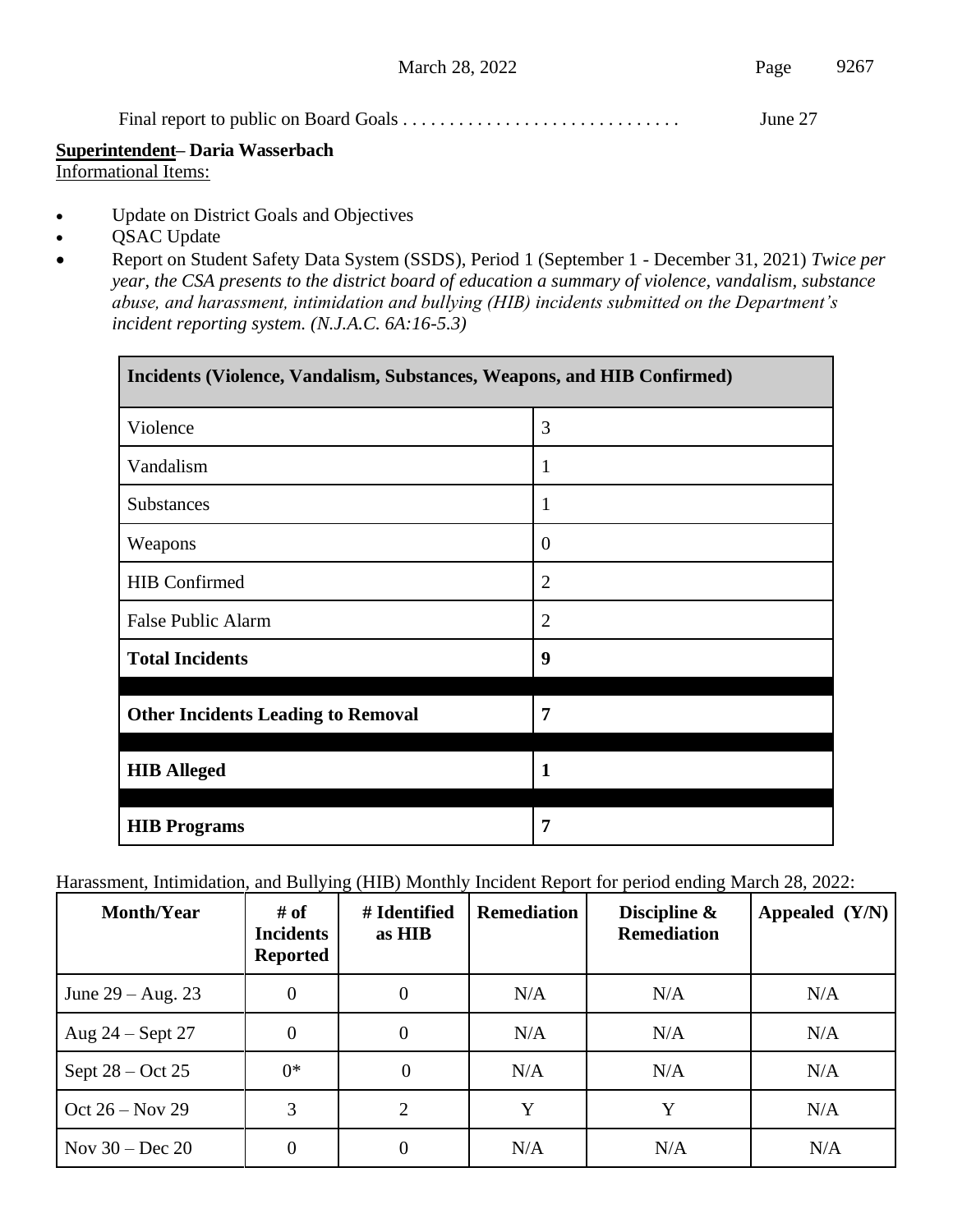Final report to public on Board Goals . . . . . . . . . . . . . . . . . . . . . . . . . . . . . . June 27

**Superintendent– Daria Wasserbach**

Informational Items:

- Update on District Goals and Objectives
- QSAC Update
- Report on Student Safety Data System (SSDS), Period 1 (September 1 - December 31, 2021) *Twice per year, the CSA presents to the district board of education a summary of violence, vandalism, substance abuse, and harassment, intimidation and bullying (HIB) incidents submitted on the Department's incident reporting system. (N.J.A.C. 6A:16-5.3)*

| **Incidents (Violence, Vandalism, Substances, Weapons, and HIB Confirmed)** | |
|---|---|
| Violence | 3 |
| Vandalism | 1 |
| Substances | 1 |
| Weapons | 0 |
| HIB Confirmed | 2 |
| False Public Alarm | 2 |
| **Total Incidents** | **9** |
| | |
| **Other Incidents Leading to Removal** | **7** |
| | |
| **HIB Alleged** | **1** |
| | |
| **HIB Programs** | **7** |

Harassment, Intimidation, and Bullying (HIB) Monthly Incident Report for period ending March 28, 2022:

| Month/Year | # of Incidents Reported | # Identified as HIB | Remediation | Discipline & Remediation | Appealed (Y/N) |
|---|---|---|---|---|---|
| June 29 – Aug. 23 | 0 | 0 | N/A | N/A | N/A |
| Aug 24 – Sept 27 | 0 | 0 | N/A | N/A | N/A |
| Sept 28 – Oct 25 | 0* | 0 | N/A | N/A | N/A |
| Oct 26 – Nov 29 | 3 | 2 | Y | Y | N/A |
| Nov 30 – Dec 20 | 0 | 0 | N/A | N/A | N/A |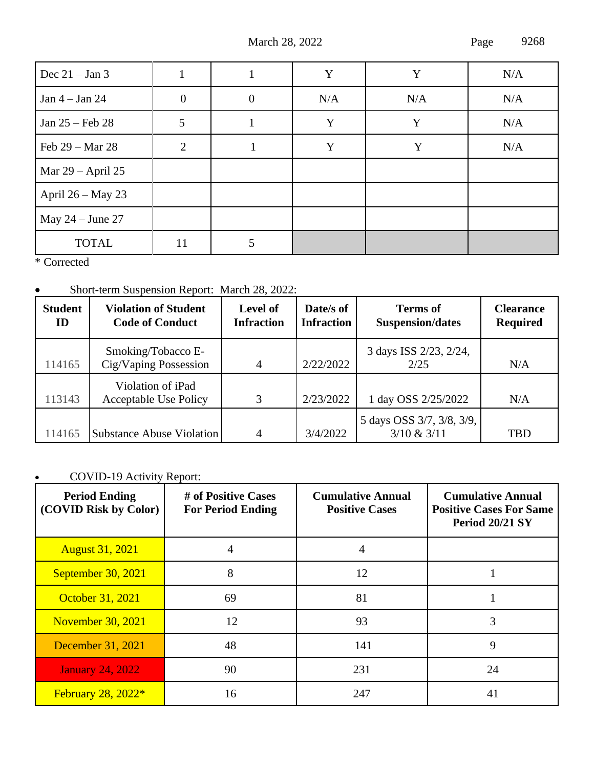| Dec 21 – Jan 3 | 1 | 1 | Y | Y | N/A |
|---|---|---|---|---|---|
| Jan 4 – Jan 24 | 0 | 0 | N/A | N/A | N/A |
| Jan 25 – Feb 28 | 5 | 1 | Y | Y | N/A |
| Feb 29 – Mar 28 | 2 | 1 | Y | Y | N/A |
| Mar 29 – April 25 | | | | | |
| April 26 – May 23 | | | | | |
| May 24 – June 27 | | | | | |
| TOTAL | 11 | 5 | | | |

* Corrected

- Short-term Suspension Report: March 28, 2022:

| Student ID | Violation of Student Code of Conduct | Level of Infraction | Date/s of Infraction | Terms of Suspension/dates | Clearance Required |
|---|---|---|---|---|---|
| 114165 | Smoking/Tobacco E-Cig/Vaping Possession | 4 | 2/22/2022 | 3 days ISS 2/23, 2/24, 2/25 | N/A |
| 113143 | Violation of iPad Acceptable Use Policy | 3 | 2/23/2022 | 1 day OSS 2/25/2022 | N/A |
| 114165 | Substance Abuse Violation | 4 | 3/4/2022 | 5 days OSS 3/7, 3/8, 3/9, 3/10 & 3/11 | TBD |

- COVID-19 Activity Report:

| Period Ending (COVID Risk by Color) | # of Positive Cases For Period Ending | Cumulative Annual Positive Cases | Cumulative Annual Positive Cases For Same Period 20/21 SY |
|---|---|---|---|
| August 31, 2021 | 4 | 4 | |
| September 30, 2021 | 8 | 12 | 1 |
| October 31, 2021 | 69 | 81 | 1 |
| November 30, 2021 | 12 | 93 | 3 |
| December 31, 2021 | 48 | 141 | 9 |
| January 24, 2022 | 90 | 231 | 24 |
| February 28, 2022* | 16 | 247 | 41 |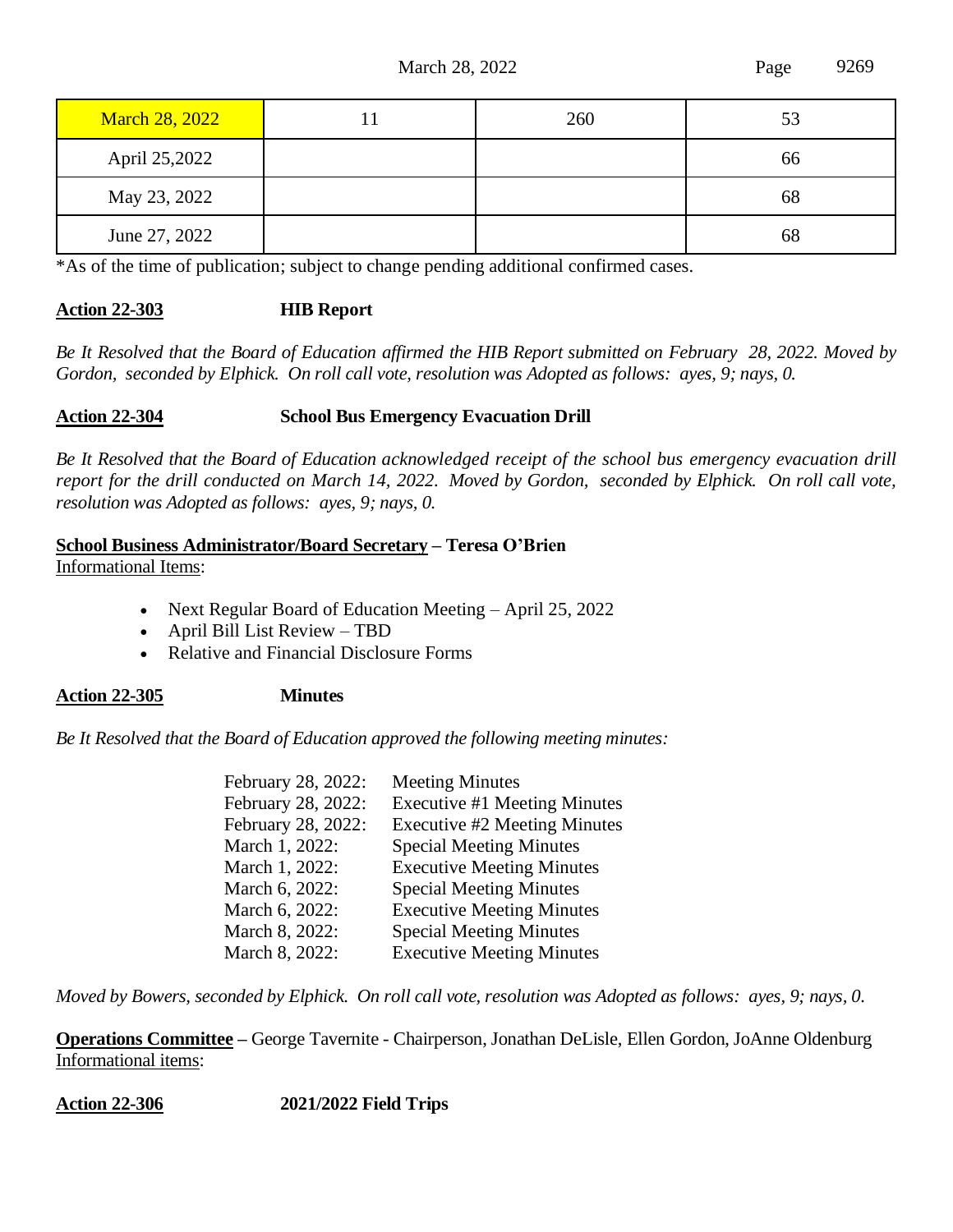| March 28, 2022 | 11 | 260 | 53 |
|---|---|---|---|
| April 25,2022 | | | 66 |
| May 23, 2022 | | | 68 |
| June 27, 2022 | | | 68 |

*As of the time of publication; subject to change pending additional confirmed cases.

**Action 22-303** **HIB Report**

*Be It Resolved that the Board of Education affirmed the HIB Report submitted on February 28, 2022. Moved by Gordon, seconded by Elphick. On roll call vote, resolution was Adopted as follows: ayes, 9; nays, 0.*

**Action 22-304** **School Bus Emergency Evacuation Drill**

*Be It Resolved that the Board of Education acknowledged receipt of the school bus emergency evacuation drill report for the drill conducted on March 14, 2022. Moved by Gordon, seconded by Elphick. On roll call vote, resolution was Adopted as follows: ayes, 9; nays, 0.*

**School Business Administrator/Board Secretary – Teresa O'Brien**

Informational Items:

- Next Regular Board of Education Meeting – April 25, 2022
- April Bill List Review – TBD
- Relative and Financial Disclosure Forms

**Action 22-305** **Minutes**

*Be It Resolved that the Board of Education approved the following meeting minutes:*

| | |
|---|---|
| February 28, 2022: | Meeting Minutes |
| February 28, 2022: | Executive #1 Meeting Minutes |
| February 28, 2022: | Executive #2 Meeting Minutes |
| March 1, 2022: | Special Meeting Minutes |
| March 1, 2022: | Executive Meeting Minutes |
| March 6, 2022: | Special Meeting Minutes |
| March 6, 2022: | Executive Meeting Minutes |
| March 8, 2022: | Special Meeting Minutes |
| March 8, 2022: | Executive Meeting Minutes |

*Moved by Bowers, seconded by Elphick. On roll call vote, resolution was Adopted as follows: ayes, 9; nays, 0.*

**Operations Committee –** George Tavernite - Chairperson, Jonathan DeLisle, Ellen Gordon, JoAnne Oldenburg

Informational items:

**Action 22-306** **2021/2022 Field Trips**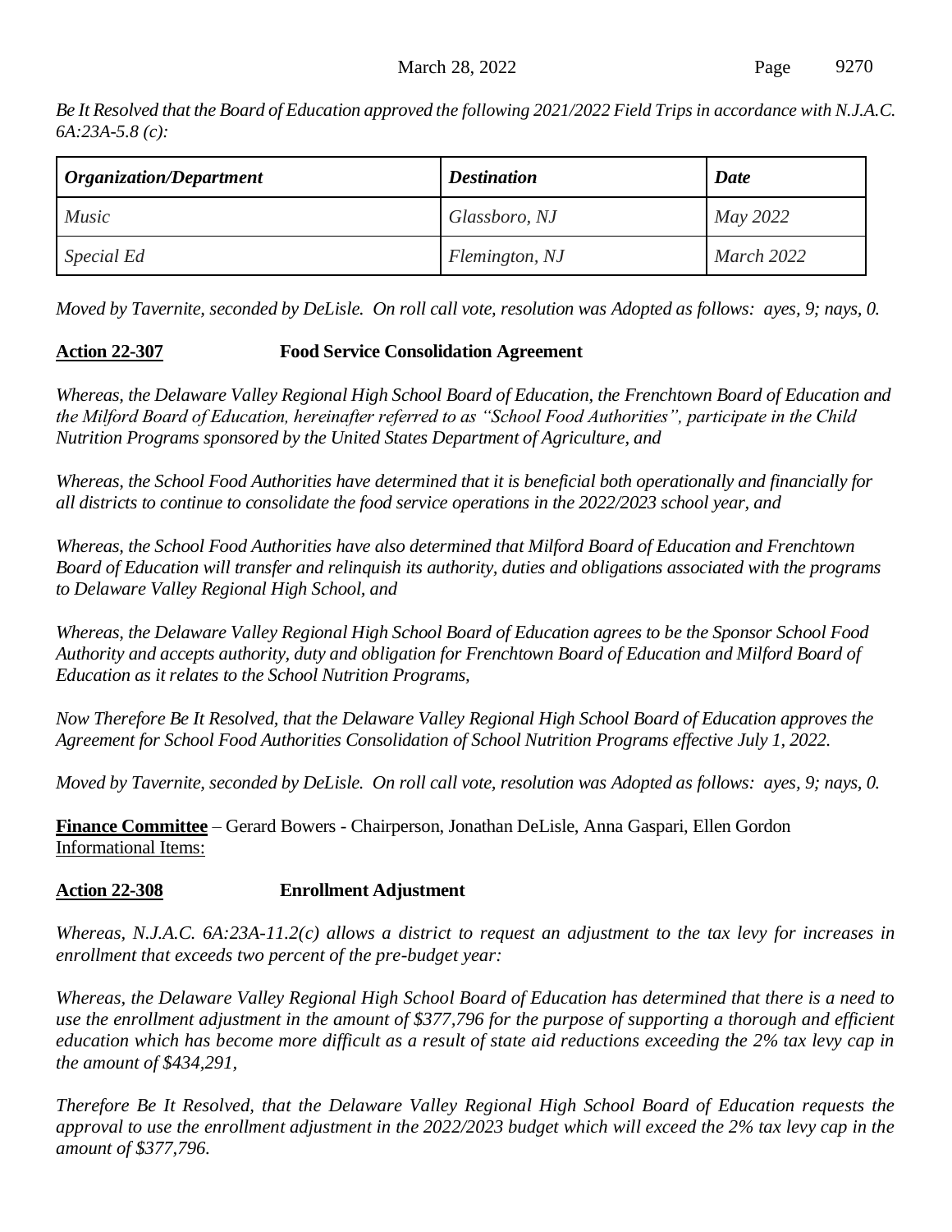*Be It Resolved that the Board of Education approved the following 2021/2022 Field Trips in accordance with N.J.A.C. 6A:23A-5.8 (c):*

| ***Organization/Department*** | ***Destination*** | ***Date*** |
|---|---|---|
| *Music* | *Glassboro, NJ* | *May 2022* |
| *Special Ed* | *Flemington, NJ* | *March 2022* |

*Moved by Tavernite, seconded by DeLisle. On roll call vote, resolution was Adopted as follows: ayes, 9; nays, 0.*

**Action 22-307** **Food Service Consolidation Agreement**

*Whereas, the Delaware Valley Regional High School Board of Education, the Frenchtown Board of Education and the Milford Board of Education, hereinafter referred to as "School Food Authorities", participate in the Child Nutrition Programs sponsored by the United States Department of Agriculture, and*

*Whereas, the School Food Authorities have determined that it is beneficial both operationally and financially for all districts to continue to consolidate the food service operations in the 2022/2023 school year, and*

*Whereas, the School Food Authorities have also determined that Milford Board of Education and Frenchtown Board of Education will transfer and relinquish its authority, duties and obligations associated with the programs to Delaware Valley Regional High School, and*

*Whereas, the Delaware Valley Regional High School Board of Education agrees to be the Sponsor School Food Authority and accepts authority, duty and obligation for Frenchtown Board of Education and Milford Board of Education as it relates to the School Nutrition Programs,*

*Now Therefore Be It Resolved, that the Delaware Valley Regional High School Board of Education approves the Agreement for School Food Authorities Consolidation of School Nutrition Programs effective July 1, 2022.*

*Moved by Tavernite, seconded by DeLisle. On roll call vote, resolution was Adopted as follows: ayes, 9; nays, 0.*

**Finance Committee** – Gerard Bowers - Chairperson, Jonathan DeLisle, Anna Gaspari, Ellen Gordon
Informational Items:

**Action 22-308** **Enrollment Adjustment**

*Whereas, N.J.A.C. 6A:23A-11.2(c) allows a district to request an adjustment to the tax levy for increases in enrollment that exceeds two percent of the pre-budget year:*

*Whereas, the Delaware Valley Regional High School Board of Education has determined that there is a need to use the enrollment adjustment in the amount of $377,796 for the purpose of supporting a thorough and efficient education which has become more difficult as a result of state aid reductions exceeding the 2% tax levy cap in the amount of $434,291,*

*Therefore Be It Resolved, that the Delaware Valley Regional High School Board of Education requests the approval to use the enrollment adjustment in the 2022/2023 budget which will exceed the 2% tax levy cap in the amount of $377,796.*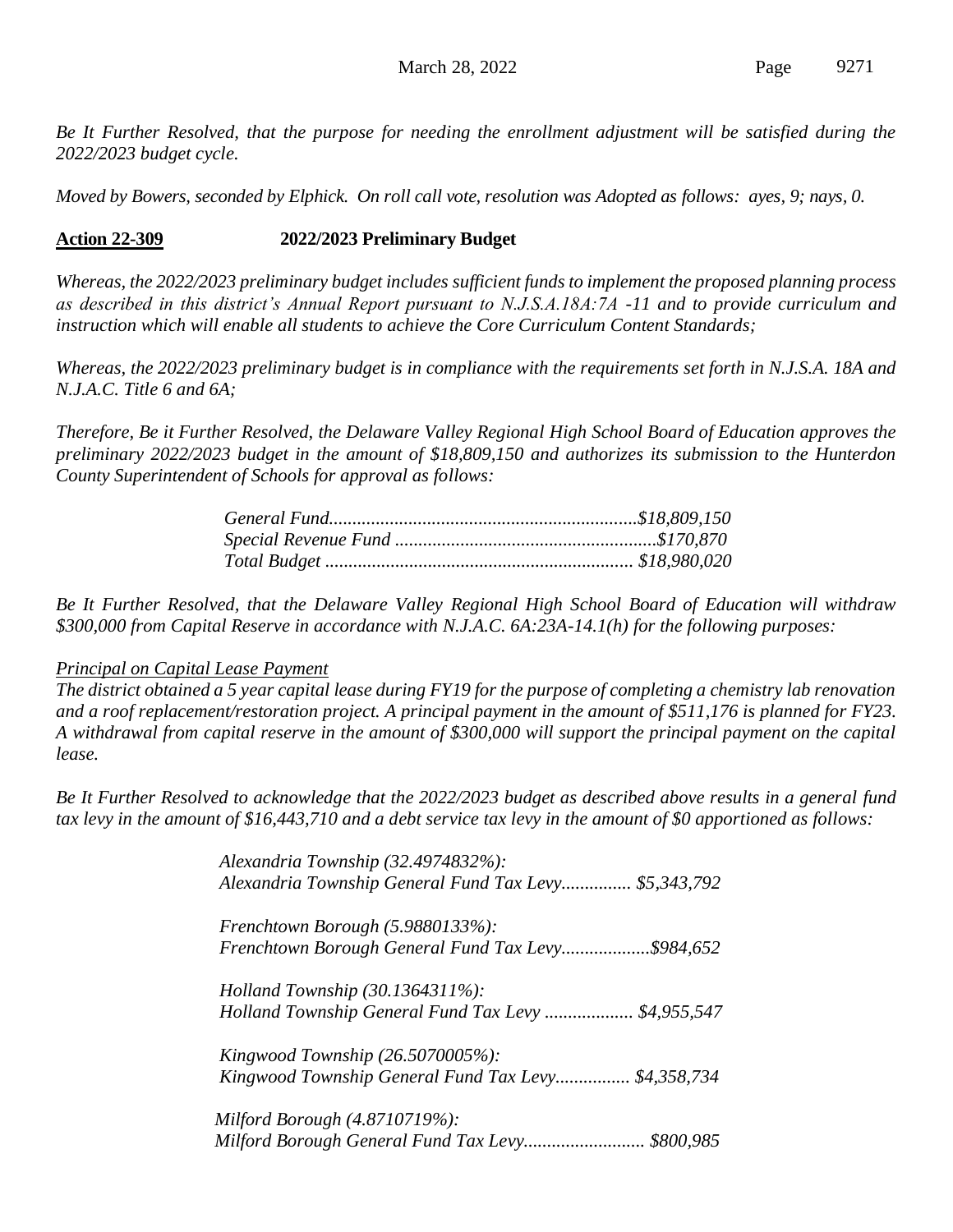*Be It Further Resolved, that the purpose for needing the enrollment adjustment will be satisfied during the 2022/2023 budget cycle.*

*Moved by Bowers, seconded by Elphick. On roll call vote, resolution was Adopted as follows: ayes, 9; nays, 0.*

**Action 22-309** **2022/2023 Preliminary Budget**

*Whereas, the 2022/2023 preliminary budget includes sufficient funds to implement the proposed planning process as described in this district's Annual Report pursuant to N.J.S.A.18A:7A -11 and to provide curriculum and instruction which will enable all students to achieve the Core Curriculum Content Standards;*

*Whereas, the 2022/2023 preliminary budget is in compliance with the requirements set forth in N.J.S.A. 18A and N.J.A.C. Title 6 and 6A;*

*Therefore, Be it Further Resolved, the Delaware Valley Regional High School Board of Education approves the preliminary 2022/2023 budget in the amount of $18,809,150 and authorizes its submission to the Hunterdon County Superintendent of Schools for approval as follows:*

*General Fund.................................................................$18,809,150*
*Special Revenue Fund .......................................................$170,870*
*Total Budget ................................................................. $18,980,020*

*Be It Further Resolved, that the Delaware Valley Regional High School Board of Education will withdraw $300,000 from Capital Reserve in accordance with N.J.A.C. 6A:23A-14.1(h) for the following purposes:*

*<u>Principal on Capital Lease Payment</u>*
*The district obtained a 5 year capital lease during FY19 for the purpose of completing a chemistry lab renovation and a roof replacement/restoration project. A principal payment in the amount of $511,176 is planned for FY23. A withdrawal from capital reserve in the amount of $300,000 will support the principal payment on the capital lease.*

*Be It Further Resolved to acknowledge that the 2022/2023 budget as described above results in a general fund tax levy in the amount of $16,443,710 and a debt service tax levy in the amount of $0 apportioned as follows:*

*Alexandria Township (32.4974832%):*
*Alexandria Township General Fund Tax Levy............... $5,343,792*

*Frenchtown Borough (5.9880133%):*
*Frenchtown Borough General Fund Tax Levy...................$984,652*

*Holland Township (30.1364311%):*
*Holland Township General Fund Tax Levy ................... $4,955,547*

*Kingwood Township (26.5070005%):*
*Kingwood Township General Fund Tax Levy................ $4,358,734*

*Milford Borough (4.8710719%):*
*Milford Borough General Fund Tax Levy.......................... $800,985*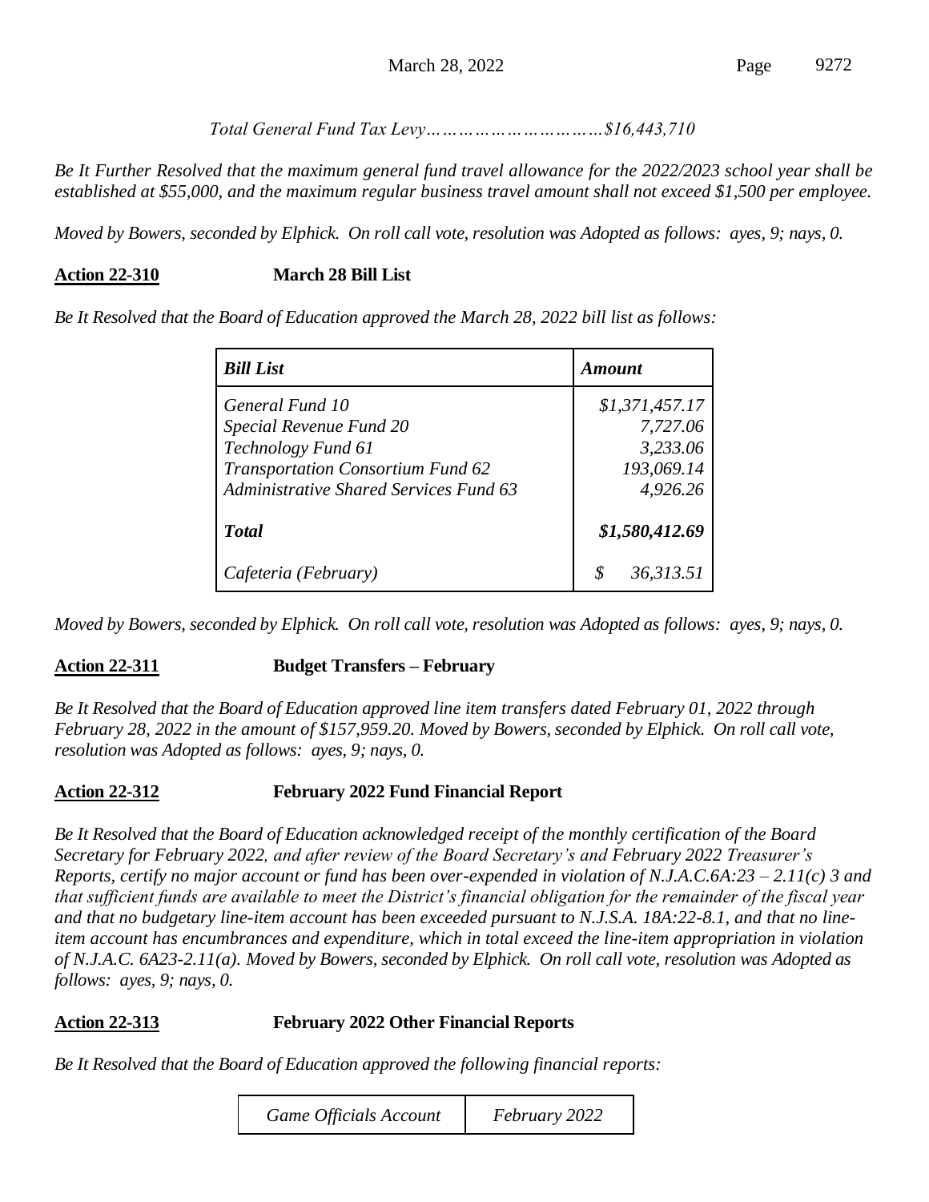*Total General Fund Tax Levy……………………………$16,443,710*

*Be It Further Resolved that the maximum general fund travel allowance for the 2022/2023 school year shall be established at $55,000, and the maximum regular business travel amount shall not exceed $1,500 per employee.*

*Moved by Bowers, seconded by Elphick. On roll call vote, resolution was Adopted as follows: ayes, 9; nays, 0.*

**Action 22-310** **March 28 Bill List**

*Be It Resolved that the Board of Education approved the March 28, 2022 bill list as follows:*

| ***Bill List*** | ***Amount*** |
|---|---|
| *General Fund 10* | *$1,371,457.17* |
| *Special Revenue Fund 20* | *7,727.06* |
| *Technology Fund 61* | *3,233.06* |
| *Transportation Consortium Fund 62* | *193,069.14* |
| *Administrative Shared Services Fund 63* | *4,926.26* |
| ***Total*** | ***$1,580,412.69*** |
| *Cafeteria (February)* | *$ 36,313.51* |

*Moved by Bowers, seconded by Elphick. On roll call vote, resolution was Adopted as follows: ayes, 9; nays, 0.*

**Action 22-311** **Budget Transfers – February**

*Be It Resolved that the Board of Education approved line item transfers dated February 01, 2022 through February 28, 2022 in the amount of $157,959.20. Moved by Bowers, seconded by Elphick. On roll call vote, resolution was Adopted as follows: ayes, 9; nays, 0.*

**Action 22-312** **February 2022 Fund Financial Report**

*Be It Resolved that the Board of Education acknowledged receipt of the monthly certification of the Board Secretary for February 2022, and after review of the Board Secretary's and February 2022 Treasurer's Reports, certify no major account or fund has been over-expended in violation of N.J.A.C.6A:23 – 2.11(c) 3 and that sufficient funds are available to meet the District's financial obligation for the remainder of the fiscal year and that no budgetary line-item account has been exceeded pursuant to N.J.S.A. 18A:22-8.1, and that no line-item account has encumbrances and expenditure, which in total exceed the line-item appropriation in violation of N.J.A.C. 6A23-2.11(a). Moved by Bowers, seconded by Elphick. On roll call vote, resolution was Adopted as follows: ayes, 9; nays, 0.*

**Action 22-313** **February 2022 Other Financial Reports**

*Be It Resolved that the Board of Education approved the following financial reports:*

| *Game Officials Account* | *February 2022* |
|---|---|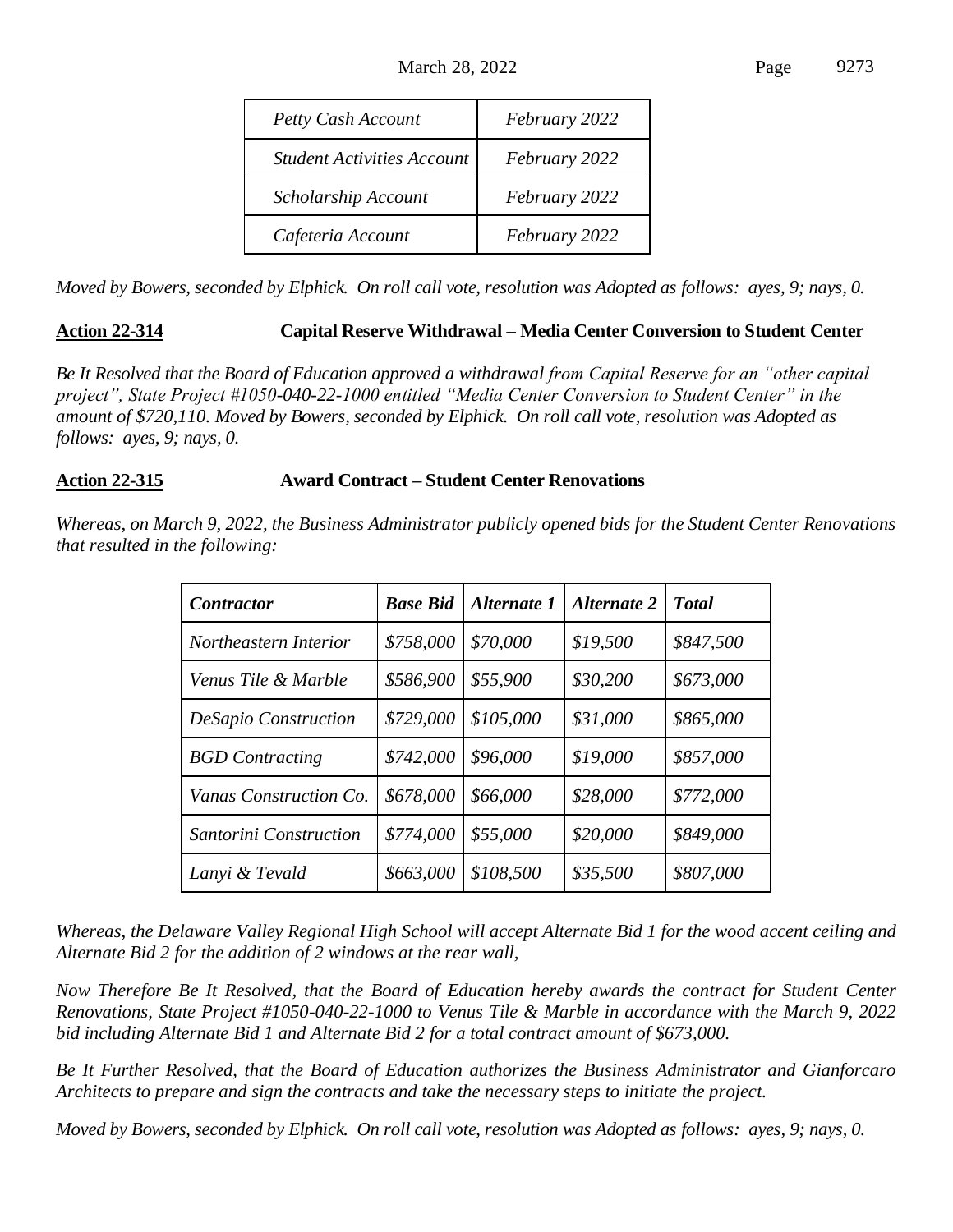| *Petty Cash Account* | *February 2022* |
|---|---|
| *Student Activities Account* | *February 2022* |
| *Scholarship Account* | *February 2022* |
| *Cafeteria Account* | *February 2022* |

*Moved by Bowers, seconded by Elphick. On roll call vote, resolution was Adopted as follows: ayes, 9; nays, 0.*

**Action 22-314** **Capital Reserve Withdrawal – Media Center Conversion to Student Center**

*Be It Resolved that the Board of Education approved a withdrawal from Capital Reserve for an "other capital project", State Project #1050-040-22-1000 entitled "Media Center Conversion to Student Center" in the amount of $720,110. Moved by Bowers, seconded by Elphick. On roll call vote, resolution was Adopted as follows: ayes, 9; nays, 0.*

**Action 22-315** **Award Contract – Student Center Renovations**

*Whereas, on March 9, 2022, the Business Administrator publicly opened bids for the Student Center Renovations that resulted in the following:*

| ***Contractor*** | ***Base Bid*** | ***Alternate 1*** | ***Alternate 2*** | ***Total*** |
|---|---|---|---|---|
| *Northeastern Interior* | *$758,000* | *$70,000* | *$19,500* | *$847,500* |
| *Venus Tile & Marble* | *$586,900* | *$55,900* | *$30,200* | *$673,000* |
| *DeSapio Construction* | *$729,000* | *$105,000* | *$31,000* | *$865,000* |
| *BGD Contracting* | *$742,000* | *$96,000* | *$19,000* | *$857,000* |
| *Vanas Construction Co.* | *$678,000* | *$66,000* | *$28,000* | *$772,000* |
| *Santorini Construction* | *$774,000* | *$55,000* | *$20,000* | *$849,000* |
| *Lanyi & Tevald* | *$663,000* | *$108,500* | *$35,500* | *$807,000* |

*Whereas, the Delaware Valley Regional High School will accept Alternate Bid 1 for the wood accent ceiling and Alternate Bid 2 for the addition of 2 windows at the rear wall,*

*Now Therefore Be It Resolved, that the Board of Education hereby awards the contract for Student Center Renovations, State Project #1050-040-22-1000 to Venus Tile & Marble in accordance with the March 9, 2022 bid including Alternate Bid 1 and Alternate Bid 2 for a total contract amount of $673,000.*

*Be It Further Resolved, that the Board of Education authorizes the Business Administrator and Gianforcaro Architects to prepare and sign the contracts and take the necessary steps to initiate the project.*

*Moved by Bowers, seconded by Elphick. On roll call vote, resolution was Adopted as follows: ayes, 9; nays, 0.*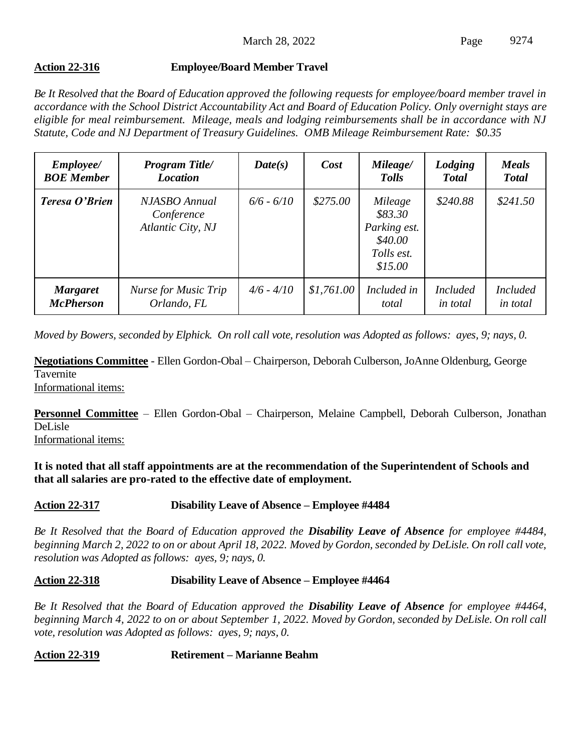**Action 22-316** **Employee/Board Member Travel**

*Be It Resolved that the Board of Education approved the following requests for employee/board member travel in accordance with the School District Accountability Act and Board of Education Policy. Only overnight stays are eligible for meal reimbursement. Mileage, meals and lodging reimbursements shall be in accordance with NJ Statute, Code and NJ Department of Treasury Guidelines. OMB Mileage Reimbursement Rate: $0.35*

| *Employee/ BOE Member* | *Program Title/ Location* | *Date(s)* | *Cost* | *Mileage/ Tolls* | *Lodging Total* | *Meals Total* |
|---|---|---|---|---|---|---|
| ***Teresa O'Brien*** | *NJASBO Annual Conference Atlantic City, NJ* | *6/6 - 6/10* | *$275.00* | *Mileage $83.30 Parking est. $40.00 Tolls est. $15.00* | *$240.88* | *$241.50* |
| ***Margaret McPherson*** | *Nurse for Music Trip Orlando, FL* | *4/6 - 4/10* | *$1,761.00* | *Included in total* | *Included in total* | *Included in total* |

*Moved by Bowers, seconded by Elphick. On roll call vote, resolution was Adopted as follows: ayes, 9; nays, 0.*

**Negotiations Committee** - Ellen Gordon-Obal – Chairperson, Deborah Culberson, JoAnne Oldenburg, George Tavernite
Informational items:

**Personnel Committee** – Ellen Gordon-Obal – Chairperson, Melaine Campbell, Deborah Culberson, Jonathan DeLisle
Informational items:

**It is noted that all staff appointments are at the recommendation of the Superintendent of Schools and that all salaries are pro-rated to the effective date of employment.**

**Action 22-317** **Disability Leave of Absence – Employee #4484**

*Be It Resolved that the Board of Education approved the **Disability Leave of Absence** for employee #4484, beginning March 2, 2022 to on or about April 18, 2022. Moved by Gordon, seconded by DeLisle. On roll call vote, resolution was Adopted as follows: ayes, 9; nays, 0.*

**Action 22-318** **Disability Leave of Absence – Employee #4464**

*Be It Resolved that the Board of Education approved the **Disability Leave of Absence** for employee #4464, beginning March 4, 2022 to on or about September 1, 2022. Moved by Gordon, seconded by DeLisle. On roll call vote, resolution was Adopted as follows: ayes, 9; nays, 0.*

**Action 22-319** **Retirement – Marianne Beahm**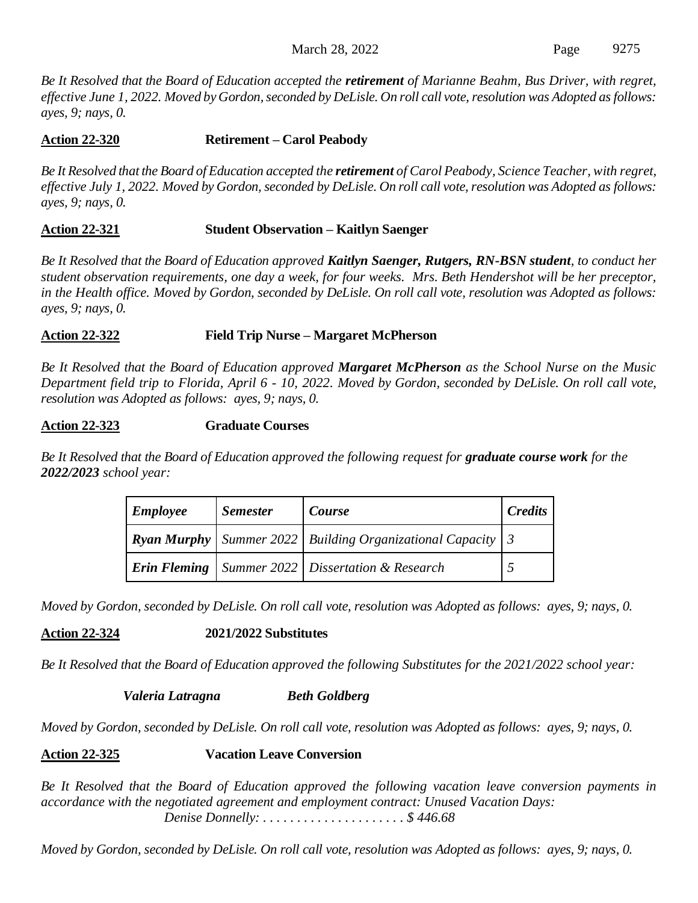*Be It Resolved that the Board of Education accepted the **retirement** of Marianne Beahm, Bus Driver, with regret, effective June 1, 2022. Moved by Gordon, seconded by DeLisle. On roll call vote, resolution was Adopted as follows: ayes, 9; nays, 0.*

**Action 22-320** **Retirement – Carol Peabody**

*Be It Resolved that the Board of Education accepted the **retirement** of Carol Peabody, Science Teacher, with regret, effective July 1, 2022. Moved by Gordon, seconded by DeLisle. On roll call vote, resolution was Adopted as follows: ayes, 9; nays, 0.*

**Action 22-321** **Student Observation – Kaitlyn Saenger**

*Be It Resolved that the Board of Education approved **Kaitlyn Saenger, Rutgers, RN-BSN student**, to conduct her student observation requirements, one day a week, for four weeks. Mrs. Beth Hendershot will be her preceptor, in the Health office. Moved by Gordon, seconded by DeLisle. On roll call vote, resolution was Adopted as follows: ayes, 9; nays, 0.*

**Action 22-322** **Field Trip Nurse – Margaret McPherson**

*Be It Resolved that the Board of Education approved **Margaret McPherson** as the School Nurse on the Music Department field trip to Florida, April 6 - 10, 2022. Moved by Gordon, seconded by DeLisle. On roll call vote, resolution was Adopted as follows: ayes, 9; nays, 0.*

**Action 22-323** **Graduate Courses**

*Be It Resolved that the Board of Education approved the following request for **graduate course work** for the **2022/2023** school year:*

| *Employee* | *Semester* | *Course* | *Credits* |
|---|---|---|---|
| ***Ryan Murphy*** | *Summer 2022* | *Building Organizational Capacity* | *3* |
| ***Erin Fleming*** | *Summer 2022* | *Dissertation & Research* | *5* |

*Moved by Gordon, seconded by DeLisle. On roll call vote, resolution was Adopted as follows: ayes, 9; nays, 0.*

**Action 22-324** **2021/2022 Substitutes**

*Be It Resolved that the Board of Education approved the following Substitutes for the 2021/2022 school year:*

***Valeria Latragna*** ***Beth Goldberg***

*Moved by Gordon, seconded by DeLisle. On roll call vote, resolution was Adopted as follows: ayes, 9; nays, 0.*

**Action 22-325** **Vacation Leave Conversion**

*Be It Resolved that the Board of Education approved the following vacation leave conversion payments in accordance with the negotiated agreement and employment contract: Unused Vacation Days:*

*Denise Donnelly: . . . . . . . . . . . . . . . . . . . . . $ 446.68*

*Moved by Gordon, seconded by DeLisle. On roll call vote, resolution was Adopted as follows: ayes, 9; nays, 0.*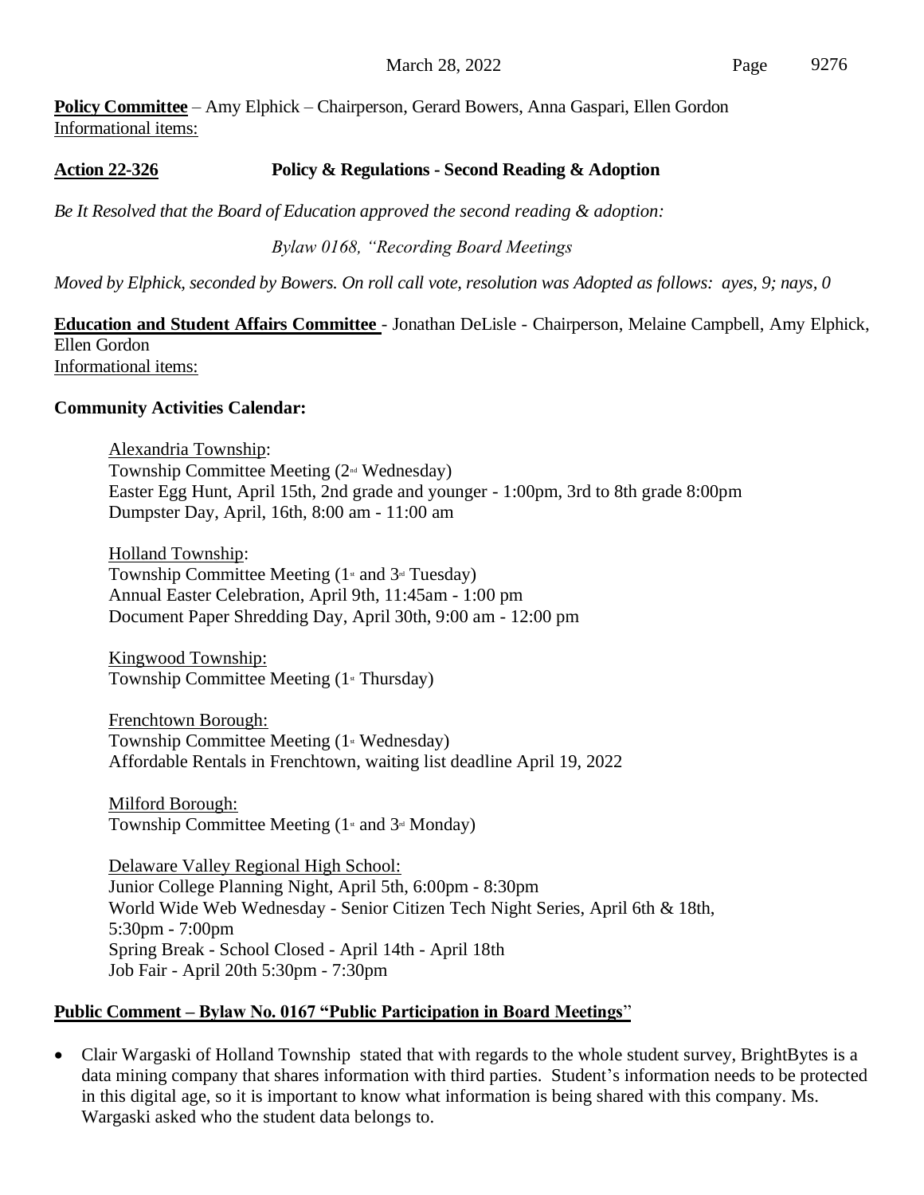**Policy Committee** – Amy Elphick – Chairperson, Gerard Bowers, Anna Gaspari, Ellen Gordon
Informational items:

**Action 22-326** **Policy & Regulations - Second Reading & Adoption**

*Be It Resolved that the Board of Education approved the second reading & adoption:*

*Bylaw 0168, "Recording Board Meetings*

*Moved by Elphick, seconded by Bowers. On roll call vote, resolution was Adopted as follows: ayes, 9; nays, 0*

**Education and Student Affairs Committee** - Jonathan DeLisle - Chairperson, Melaine Campbell, Amy Elphick, Ellen Gordon
Informational items:

**Community Activities Calendar:**

Alexandria Township:
Township Committee Meeting (2nd Wednesday)
Easter Egg Hunt, April 15th, 2nd grade and younger - 1:00pm, 3rd to 8th grade 8:00pm
Dumpster Day, April, 16th, 8:00 am - 11:00 am

Holland Township:
Township Committee Meeting (1st and 3rd Tuesday)
Annual Easter Celebration, April 9th, 11:45am - 1:00 pm
Document Paper Shredding Day, April 30th, 9:00 am - 12:00 pm

Kingwood Township:
Township Committee Meeting (1st Thursday)

Frenchtown Borough:
Township Committee Meeting (1st Wednesday)
Affordable Rentals in Frenchtown, waiting list deadline April 19, 2022

Milford Borough:
Township Committee Meeting (1st and 3rd Monday)

Delaware Valley Regional High School:
Junior College Planning Night, April 5th, 6:00pm - 8:30pm
World Wide Web Wednesday - Senior Citizen Tech Night Series, April 6th & 18th, 5:30pm - 7:00pm
Spring Break - School Closed - April 14th - April 18th
Job Fair - April 20th 5:30pm - 7:30pm

**Public Comment – Bylaw No. 0167 "Public Participation in Board Meetings"**

- Clair Wargaski of Holland Township stated that with regards to the whole student survey, BrightBytes is a data mining company that shares information with third parties. Student's information needs to be protected in this digital age, so it is important to know what information is being shared with this company. Ms. Wargaski asked who the student data belongs to.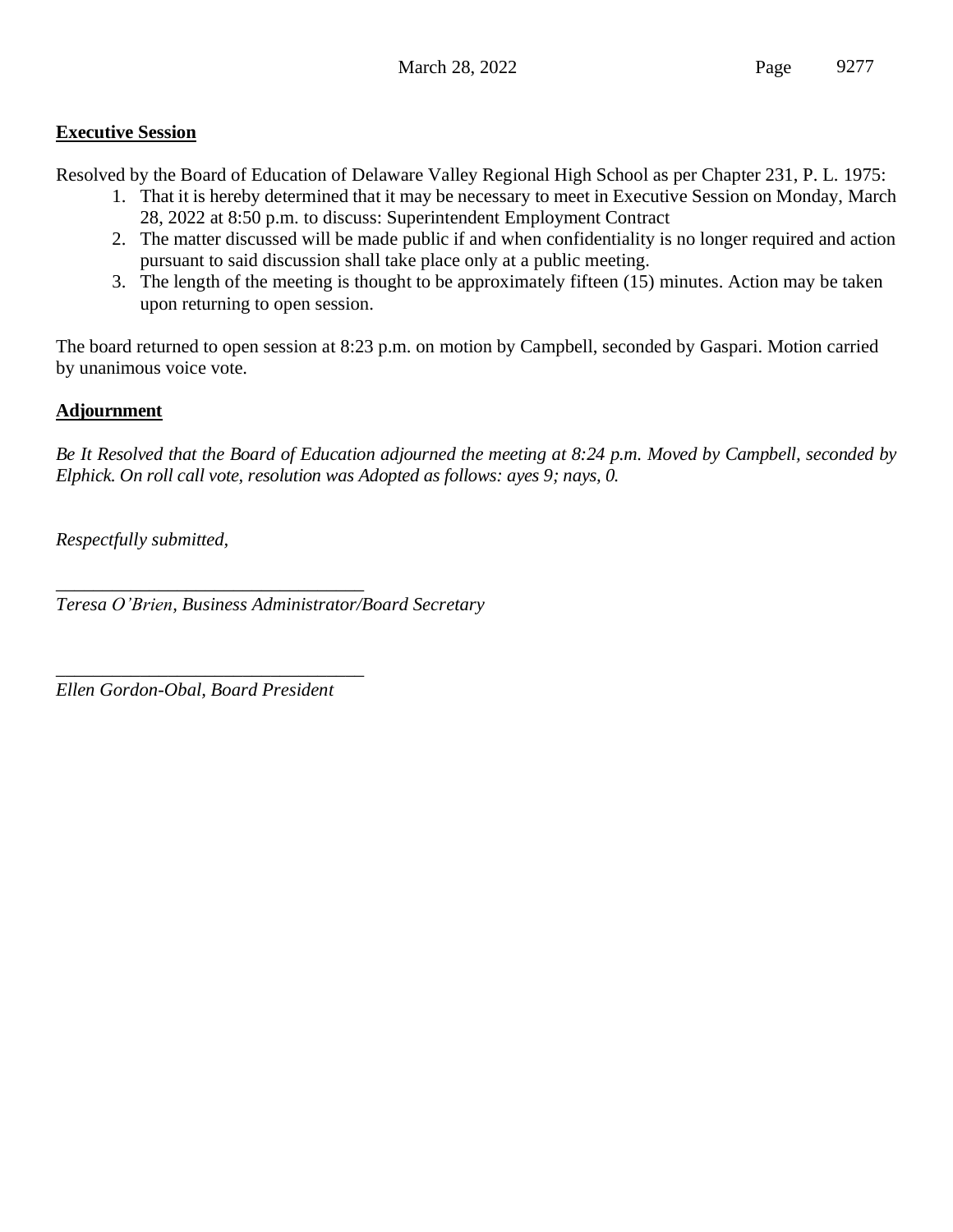**Executive Session**

Resolved by the Board of Education of Delaware Valley Regional High School as per Chapter 231, P. L. 1975:

1. That it is hereby determined that it may be necessary to meet in Executive Session on Monday, March 28, 2022 at 8:50 p.m. to discuss: Superintendent Employment Contract
2. The matter discussed will be made public if and when confidentiality is no longer required and action pursuant to said discussion shall take place only at a public meeting.
3. The length of the meeting is thought to be approximately fifteen (15) minutes. Action may be taken upon returning to open session.

The board returned to open session at 8:23 p.m. on motion by Campbell, seconded by Gaspari. Motion carried by unanimous voice vote.

**Adjournment**

*Be It Resolved that the Board of Education adjourned the meeting at 8:24 p.m. Moved by Campbell, seconded by Elphick. On roll call vote, resolution was Adopted as follows: ayes 9; nays, 0.*

*Respectfully submitted,*

_________________________________

*Teresa O'Brien, Business Administrator/Board Secretary*

_________________________________

*Ellen Gordon-Obal, Board President*